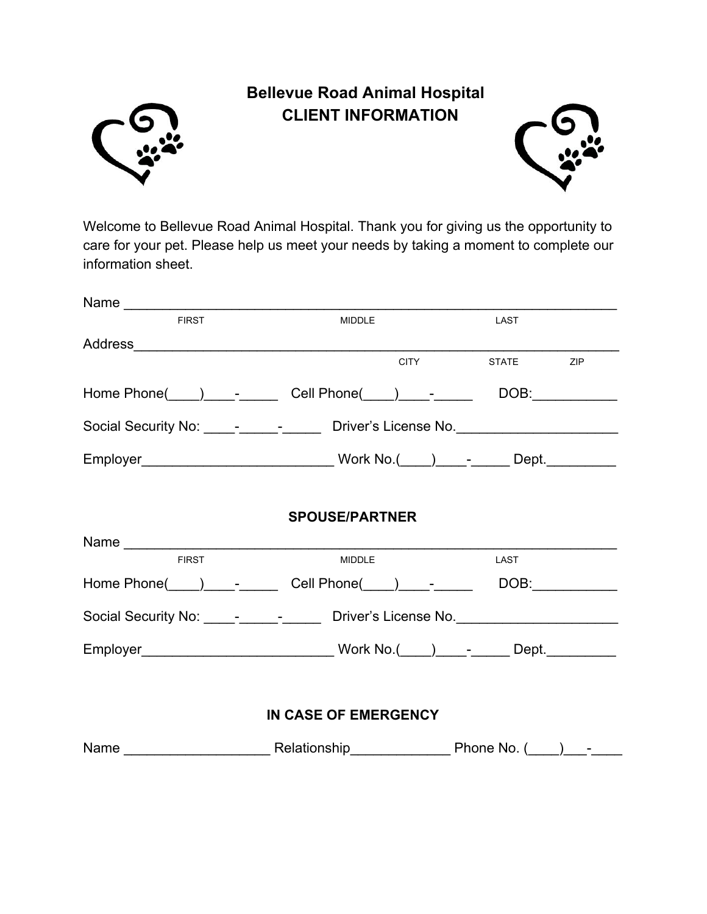# Bellevue Road Animal Hospital
## CLIENT INFORMATION

Welcome to Bellevue Road Animal Hospital. Thank you for giving us the opportunity to care for your pet. Please help us meet your needs by taking a moment to complete our information sheet.

Name _______________________________________________________________
FIRST MIDDLE LAST

Address_______________________________________________________________
CITY STATE ZIP

Home Phone(____)____-_____ Cell Phone(____)____-_____ DOB:___________

Social Security No: ____-_____-_____ Driver's License No._____________________

Employer________________________ Work No.(____)____-_____ Dept._________

### SPOUSE/PARTNER

Name _______________________________________________________________
FIRST MIDDLE LAST

Home Phone(____)____-_____ Cell Phone(____)____-_____ DOB:___________

Social Security No: ____-_____-_____ Driver's License No._____________________

Employer________________________ Work No.(____)____-_____ Dept._________

### IN CASE OF EMERGENCY

Name __________________ Relationship____________ Phone No. (____)___-____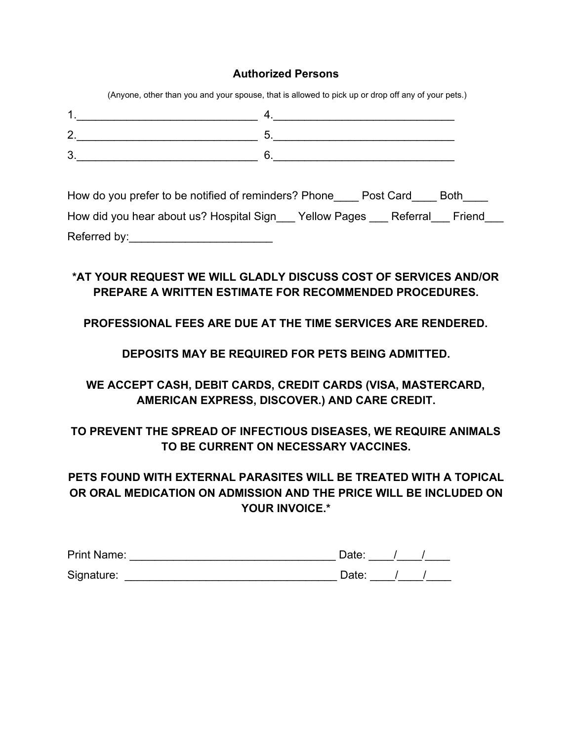## Authorized Persons

(Anyone, other than you and your spouse, that is allowed to pick up or drop off any of your pets.)

1.______________________________ 4.______________________________

2.______________________________ 5.______________________________

3.______________________________ 6.______________________________

How do you prefer to be notified of reminders? Phone____ Post Card____ Both____

How did you hear about us? Hospital Sign___ Yellow Pages ___ Referral___ Friend___

Referred by:_______________________

**\*AT YOUR REQUEST WE WILL GLADLY DISCUSS COST OF SERVICES AND/OR PREPARE A WRITTEN ESTIMATE FOR RECOMMENDED PROCEDURES.**

**PROFESSIONAL FEES ARE DUE AT THE TIME SERVICES ARE RENDERED.**

**DEPOSITS MAY BE REQUIRED FOR PETS BEING ADMITTED.**

**WE ACCEPT CASH, DEBIT CARDS, CREDIT CARDS (VISA, MASTERCARD, AMERICAN EXPRESS, DISCOVER.) AND CARE CREDIT.**

**TO PREVENT THE SPREAD OF INFECTIOUS DISEASES, WE REQUIRE ANIMALS TO BE CURRENT ON NECESSARY VACCINES.**

**PETS FOUND WITH EXTERNAL PARASITES WILL BE TREATED WITH A TOPICAL OR ORAL MEDICATION ON ADMISSION AND THE PRICE WILL BE INCLUDED ON YOUR INVOICE.\***

Print Name: _________________________________ Date: ____/____/____

Signature: __________________________________ Date: ____/____/____